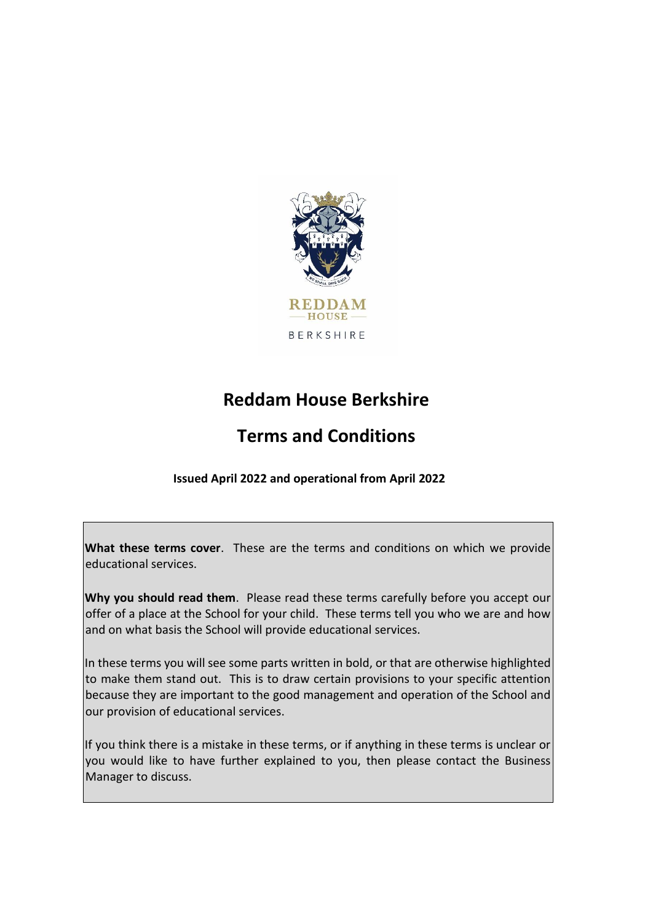# Reddam House Berkshire

# Terms and Conditions

**Issued April 2022 and operational from April 2022**

**What these terms cover**. These are the terms and conditions on which we provide educational services.

**Why you should read them**. Please read these terms carefully before you accept our offer of a place at the School for your child. These terms tell you who we are and how and on what basis the School will provide educational services.

In these terms you will see some parts written in bold, or that are otherwise highlighted to make them stand out. This is to draw certain provisions to your specific attention because they are important to the good management and operation of the School and our provision of educational services.

If you think there is a mistake in these terms, or if anything in these terms is unclear or you would like to have further explained to you, then please contact the Business Manager to discuss.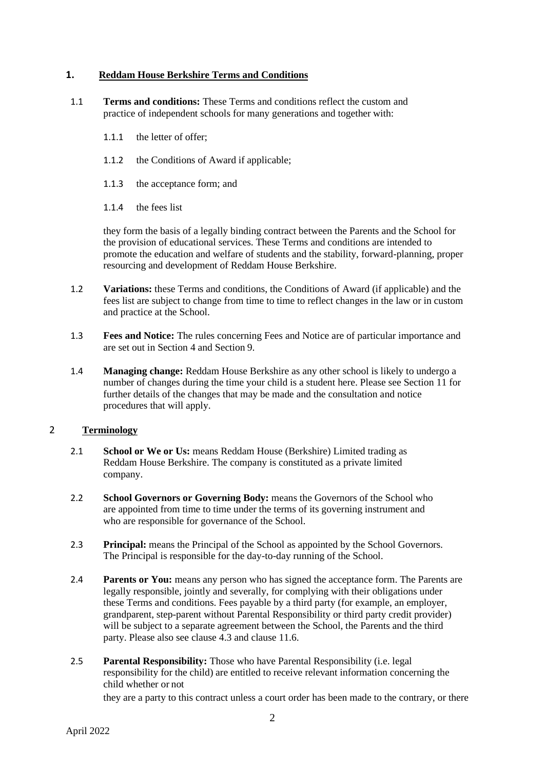## 1. Reddam House Berkshire Terms and Conditions

1.1 **Terms and conditions:** These Terms and conditions reflect the custom and practice of independent schools for many generations and together with:

1.1.1 the letter of offer;

1.1.2 the Conditions of Award if applicable;

1.1.3 the acceptance form; and

1.1.4 the fees list

they form the basis of a legally binding contract between the Parents and the School for the provision of educational services. These Terms and conditions are intended to promote the education and welfare of students and the stability, forward-planning, proper resourcing and development of Reddam House Berkshire.

1.2 **Variations:** these Terms and conditions, the Conditions of Award (if applicable) and the fees list are subject to change from time to time to reflect changes in the law or in custom and practice at the School.

1.3 **Fees and Notice:** The rules concerning Fees and Notice are of particular importance and are set out in Section 4 and Section 9.

1.4 **Managing change:** Reddam House Berkshire as any other school is likely to undergo a number of changes during the time your child is a student here. Please see Section 11 for further details of the changes that may be made and the consultation and notice procedures that will apply.

## 2 Terminology

2.1 **School or We or Us:** means Reddam House (Berkshire) Limited trading as Reddam House Berkshire. The company is constituted as a private limited company.

2.2 **School Governors or Governing Body:** means the Governors of the School who are appointed from time to time under the terms of its governing instrument and who are responsible for governance of the School.

2.3 **Principal:** means the Principal of the School as appointed by the School Governors. The Principal is responsible for the day-to-day running of the School.

2.4 **Parents or You:** means any person who has signed the acceptance form. The Parents are legally responsible, jointly and severally, for complying with their obligations under these Terms and conditions. Fees payable by a third party (for example, an employer, grandparent, step-parent without Parental Responsibility or third party credit provider) will be subject to a separate agreement between the School, the Parents and the third party. Please also see clause 4.3 and clause 11.6.

2.5 **Parental Responsibility:** Those who have Parental Responsibility (i.e. legal responsibility for the child) are entitled to receive relevant information concerning the child whether or not they are a party to this contract unless a court order has been made to the contrary, or there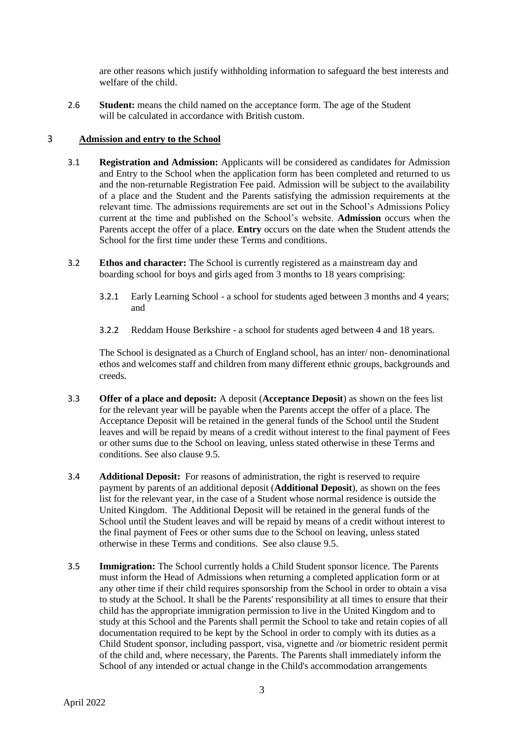are other reasons which justify withholding information to safeguard the best interests and welfare of the child.

2.6 **Student:** means the child named on the acceptance form. The age of the Student will be calculated in accordance with British custom.

## 3 Admission and entry to the School

3.1 **Registration and Admission:** Applicants will be considered as candidates for Admission and Entry to the School when the application form has been completed and returned to us and the non-returnable Registration Fee paid. Admission will be subject to the availability of a place and the Student and the Parents satisfying the admission requirements at the relevant time. The admissions requirements are set out in the School's Admissions Policy current at the time and published on the School's website. **Admission** occurs when the Parents accept the offer of a place. **Entry** occurs on the date when the Student attends the School for the first time under these Terms and conditions.

3.2 **Ethos and character:** The School is currently registered as a mainstream day and boarding school for boys and girls aged from 3 months to 18 years comprising:

3.2.1 Early Learning School - a school for students aged between 3 months and 4 years; and

3.2.2 Reddam House Berkshire - a school for students aged between 4 and 18 years.

The School is designated as a Church of England school, has an inter/ non- denominational ethos and welcomes staff and children from many different ethnic groups, backgrounds and creeds.

3.3 **Offer of a place and deposit:** A deposit (**Acceptance Deposit**) as shown on the fees list for the relevant year will be payable when the Parents accept the offer of a place. The Acceptance Deposit will be retained in the general funds of the School until the Student leaves and will be repaid by means of a credit without interest to the final payment of Fees or other sums due to the School on leaving, unless stated otherwise in these Terms and conditions. See also clause 9.5.

3.4 **Additional Deposit:** For reasons of administration, the right is reserved to require payment by parents of an additional deposit (**Additional Deposit**), as shown on the fees list for the relevant year, in the case of a Student whose normal residence is outside the United Kingdom. The Additional Deposit will be retained in the general funds of the School until the Student leaves and will be repaid by means of a credit without interest to the final payment of Fees or other sums due to the School on leaving, unless stated otherwise in these Terms and conditions. See also clause 9.5.

3.5 **Immigration:** The School currently holds a Child Student sponsor licence. The Parents must inform the Head of Admissions when returning a completed application form or at any other time if their child requires sponsorship from the School in order to obtain a visa to study at the School. It shall be the Parents' responsibility at all times to ensure that their child has the appropriate immigration permission to live in the United Kingdom and to study at this School and the Parents shall permit the School to take and retain copies of all documentation required to be kept by the School in order to comply with its duties as a Child Student sponsor, including passport, visa, vignette and /or biometric resident permit of the child and, where necessary, the Parents. The Parents shall immediately inform the School of any intended or actual change in the Child's accommodation arrangements

April 2022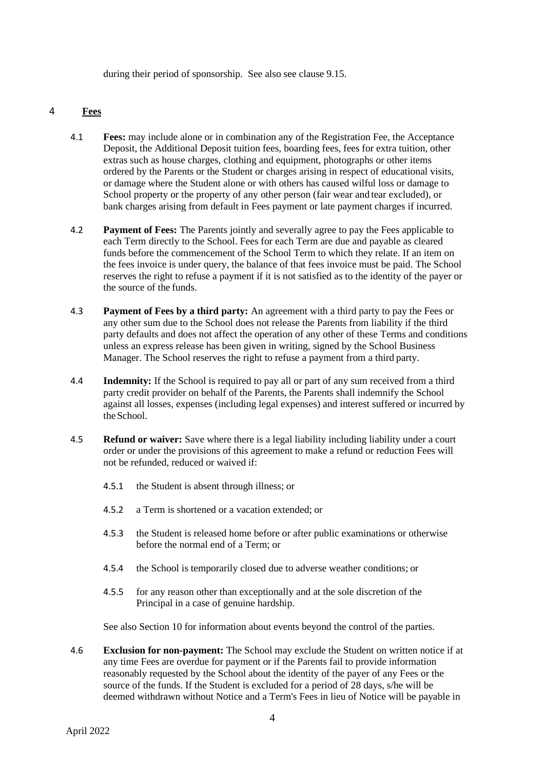during their period of sponsorship. See also see clause 9.15.

## 4 Fees

4.1 **Fees:** may include alone or in combination any of the Registration Fee, the Acceptance Deposit, the Additional Deposit tuition fees, boarding fees, fees for extra tuition, other extras such as house charges, clothing and equipment, photographs or other items ordered by the Parents or the Student or charges arising in respect of educational visits, or damage where the Student alone or with others has caused wilful loss or damage to School property or the property of any other person (fair wear and tear excluded), or bank charges arising from default in Fees payment or late payment charges if incurred.

4.2 **Payment of Fees:** The Parents jointly and severally agree to pay the Fees applicable to each Term directly to the School. Fees for each Term are due and payable as cleared funds before the commencement of the School Term to which they relate. If an item on the fees invoice is under query, the balance of that fees invoice must be paid. The School reserves the right to refuse a payment if it is not satisfied as to the identity of the payer or the source of the funds.

4.3 **Payment of Fees by a third party:** An agreement with a third party to pay the Fees or any other sum due to the School does not release the Parents from liability if the third party defaults and does not affect the operation of any other of these Terms and conditions unless an express release has been given in writing, signed by the School Business Manager. The School reserves the right to refuse a payment from a third party.

4.4 **Indemnity:** If the School is required to pay all or part of any sum received from a third party credit provider on behalf of the Parents, the Parents shall indemnify the School against all losses, expenses (including legal expenses) and interest suffered or incurred by the School.

4.5 **Refund or waiver:** Save where there is a legal liability including liability under a court order or under the provisions of this agreement to make a refund or reduction Fees will not be refunded, reduced or waived if:

4.5.1 the Student is absent through illness; or

4.5.2 a Term is shortened or a vacation extended; or

4.5.3 the Student is released home before or after public examinations or otherwise before the normal end of a Term; or

4.5.4 the School is temporarily closed due to adverse weather conditions; or

4.5.5 for any reason other than exceptionally and at the sole discretion of the Principal in a case of genuine hardship.

See also Section 10 for information about events beyond the control of the parties.

4.6 **Exclusion for non-payment:** The School may exclude the Student on written notice if at any time Fees are overdue for payment or if the Parents fail to provide information reasonably requested by the School about the identity of the payer of any Fees or the source of the funds. If the Student is excluded for a period of 28 days, s/he will be deemed withdrawn without Notice and a Term's Fees in lieu of Notice will be payable in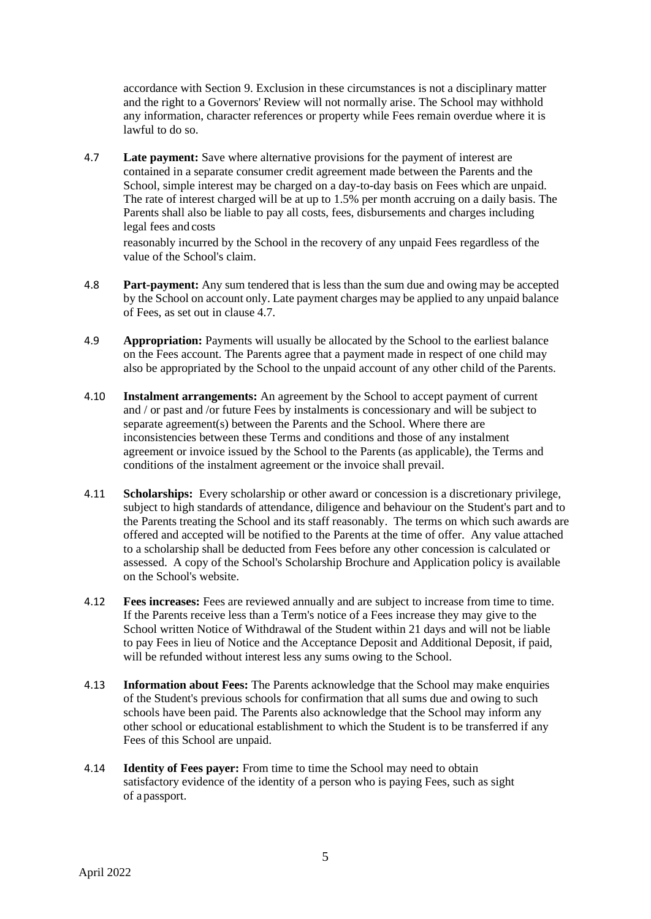accordance with Section 9. Exclusion in these circumstances is not a disciplinary matter and the right to a Governors' Review will not normally arise. The School may withhold any information, character references or property while Fees remain overdue where it is lawful to do so.

4.7 **Late payment:** Save where alternative provisions for the payment of interest are contained in a separate consumer credit agreement made between the Parents and the School, simple interest may be charged on a day-to-day basis on Fees which are unpaid. The rate of interest charged will be at up to 1.5% per month accruing on a daily basis. The Parents shall also be liable to pay all costs, fees, disbursements and charges including legal fees and costs reasonably incurred by the School in the recovery of any unpaid Fees regardless of the value of the School's claim.

4.8 **Part-payment:** Any sum tendered that is less than the sum due and owing may be accepted by the School on account only. Late payment charges may be applied to any unpaid balance of Fees, as set out in clause 4.7.

4.9 **Appropriation:** Payments will usually be allocated by the School to the earliest balance on the Fees account. The Parents agree that a payment made in respect of one child may also be appropriated by the School to the unpaid account of any other child of the Parents.

4.10 **Instalment arrangements:** An agreement by the School to accept payment of current and / or past and /or future Fees by instalments is concessionary and will be subject to separate agreement(s) between the Parents and the School. Where there are inconsistencies between these Terms and conditions and those of any instalment agreement or invoice issued by the School to the Parents (as applicable), the Terms and conditions of the instalment agreement or the invoice shall prevail.

4.11 **Scholarships:** Every scholarship or other award or concession is a discretionary privilege, subject to high standards of attendance, diligence and behaviour on the Student's part and to the Parents treating the School and its staff reasonably. The terms on which such awards are offered and accepted will be notified to the Parents at the time of offer. Any value attached to a scholarship shall be deducted from Fees before any other concession is calculated or assessed. A copy of the School's Scholarship Brochure and Application policy is available on the School's website.

4.12 **Fees increases:** Fees are reviewed annually and are subject to increase from time to time. If the Parents receive less than a Term's notice of a Fees increase they may give to the School written Notice of Withdrawal of the Student within 21 days and will not be liable to pay Fees in lieu of Notice and the Acceptance Deposit and Additional Deposit, if paid, will be refunded without interest less any sums owing to the School.

4.13 **Information about Fees:** The Parents acknowledge that the School may make enquiries of the Student's previous schools for confirmation that all sums due and owing to such schools have been paid. The Parents also acknowledge that the School may inform any other school or educational establishment to which the Student is to be transferred if any Fees of this School are unpaid.

4.14 **Identity of Fees payer:** From time to time the School may need to obtain satisfactory evidence of the identity of a person who is paying Fees, such as sight of a passport.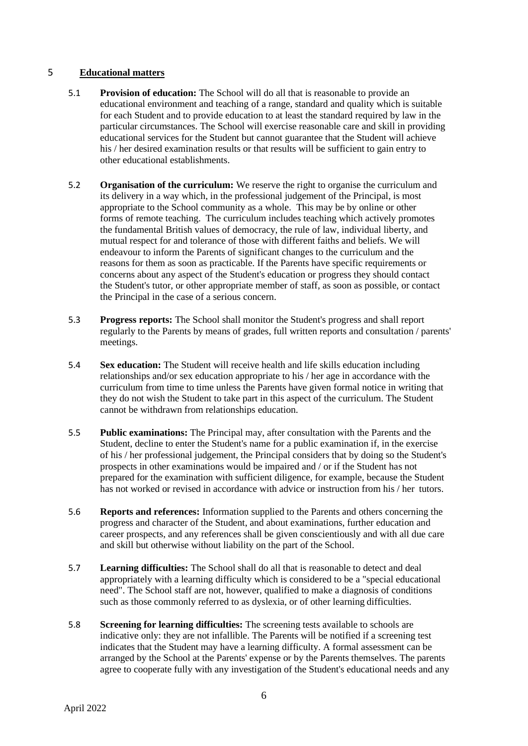## 5 Educational matters

5.1 **Provision of education:** The School will do all that is reasonable to provide an educational environment and teaching of a range, standard and quality which is suitable for each Student and to provide education to at least the standard required by law in the particular circumstances. The School will exercise reasonable care and skill in providing educational services for the Student but cannot guarantee that the Student will achieve his / her desired examination results or that results will be sufficient to gain entry to other educational establishments.

5.2 **Organisation of the curriculum:** We reserve the right to organise the curriculum and its delivery in a way which, in the professional judgement of the Principal, is most appropriate to the School community as a whole. This may be by online or other forms of remote teaching. The curriculum includes teaching which actively promotes the fundamental British values of democracy, the rule of law, individual liberty, and mutual respect for and tolerance of those with different faiths and beliefs. We will endeavour to inform the Parents of significant changes to the curriculum and the reasons for them as soon as practicable. If the Parents have specific requirements or concerns about any aspect of the Student's education or progress they should contact the Student's tutor, or other appropriate member of staff, as soon as possible, or contact the Principal in the case of a serious concern.

5.3 **Progress reports:** The School shall monitor the Student's progress and shall report regularly to the Parents by means of grades, full written reports and consultation / parents' meetings.

5.4 **Sex education:** The Student will receive health and life skills education including relationships and/or sex education appropriate to his / her age in accordance with the curriculum from time to time unless the Parents have given formal notice in writing that they do not wish the Student to take part in this aspect of the curriculum. The Student cannot be withdrawn from relationships education.

5.5 **Public examinations:** The Principal may, after consultation with the Parents and the Student, decline to enter the Student's name for a public examination if, in the exercise of his / her professional judgement, the Principal considers that by doing so the Student's prospects in other examinations would be impaired and / or if the Student has not prepared for the examination with sufficient diligence, for example, because the Student has not worked or revised in accordance with advice or instruction from his / her tutors.

5.6 **Reports and references:** Information supplied to the Parents and others concerning the progress and character of the Student, and about examinations, further education and career prospects, and any references shall be given conscientiously and with all due care and skill but otherwise without liability on the part of the School.

5.7 **Learning difficulties:** The School shall do all that is reasonable to detect and deal appropriately with a learning difficulty which is considered to be a "special educational need". The School staff are not, however, qualified to make a diagnosis of conditions such as those commonly referred to as dyslexia, or of other learning difficulties.

5.8 **Screening for learning difficulties:** The screening tests available to schools are indicative only: they are not infallible. The Parents will be notified if a screening test indicates that the Student may have a learning difficulty. A formal assessment can be arranged by the School at the Parents' expense or by the Parents themselves. The parents agree to cooperate fully with any investigation of the Student's educational needs and any

April 2022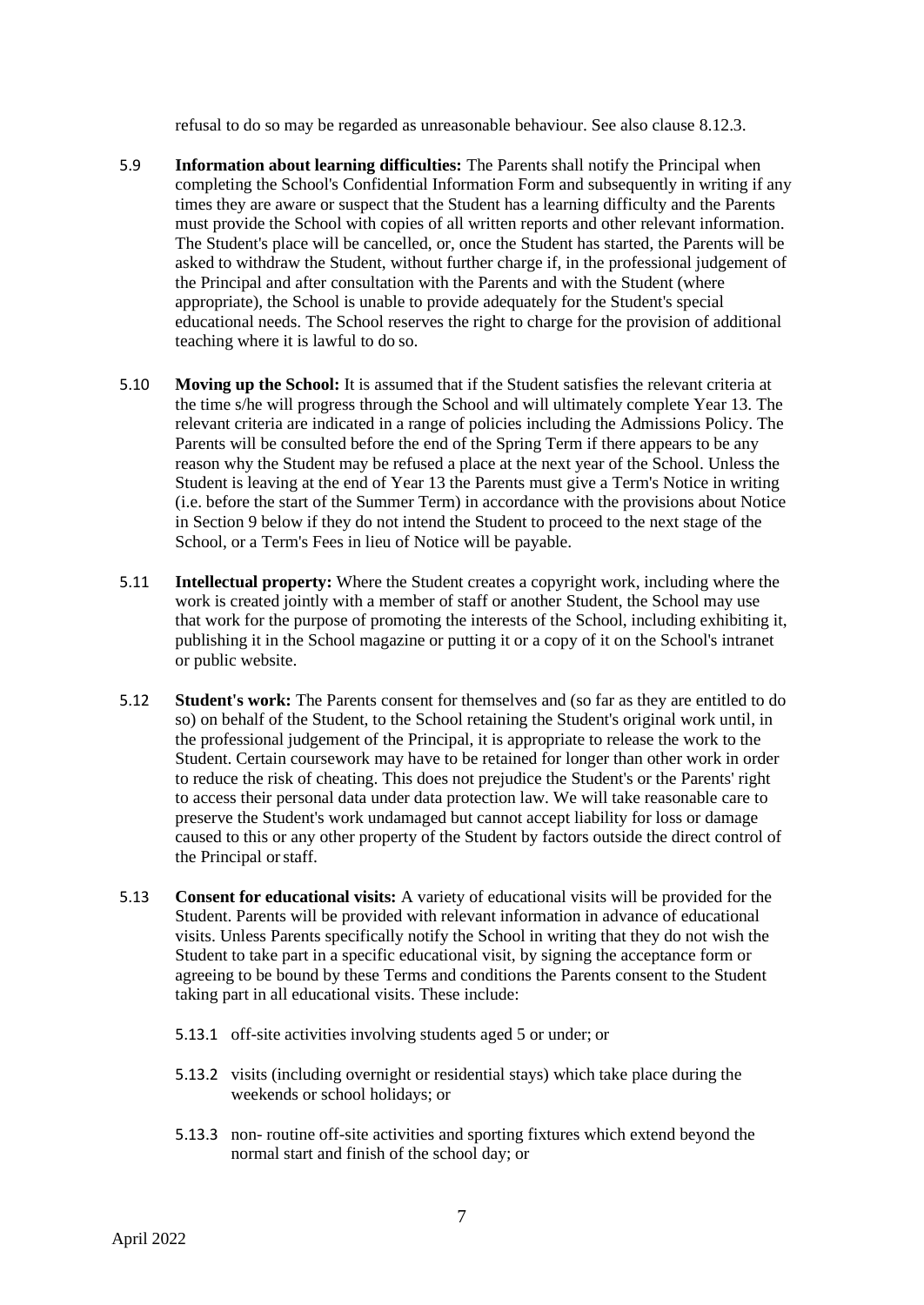refusal to do so may be regarded as unreasonable behaviour. See also clause 8.12.3.

5.9 **Information about learning difficulties:** The Parents shall notify the Principal when completing the School's Confidential Information Form and subsequently in writing if any times they are aware or suspect that the Student has a learning difficulty and the Parents must provide the School with copies of all written reports and other relevant information. The Student's place will be cancelled, or, once the Student has started, the Parents will be asked to withdraw the Student, without further charge if, in the professional judgement of the Principal and after consultation with the Parents and with the Student (where appropriate), the School is unable to provide adequately for the Student's special educational needs. The School reserves the right to charge for the provision of additional teaching where it is lawful to do so.

5.10 **Moving up the School:** It is assumed that if the Student satisfies the relevant criteria at the time s/he will progress through the School and will ultimately complete Year 13. The relevant criteria are indicated in a range of policies including the Admissions Policy. The Parents will be consulted before the end of the Spring Term if there appears to be any reason why the Student may be refused a place at the next year of the School. Unless the Student is leaving at the end of Year 13 the Parents must give a Term's Notice in writing (i.e. before the start of the Summer Term) in accordance with the provisions about Notice in Section 9 below if they do not intend the Student to proceed to the next stage of the School, or a Term's Fees in lieu of Notice will be payable.

5.11 **Intellectual property:** Where the Student creates a copyright work, including where the work is created jointly with a member of staff or another Student, the School may use that work for the purpose of promoting the interests of the School, including exhibiting it, publishing it in the School magazine or putting it or a copy of it on the School's intranet or public website.

5.12 **Student's work:** The Parents consent for themselves and (so far as they are entitled to do so) on behalf of the Student, to the School retaining the Student's original work until, in the professional judgement of the Principal, it is appropriate to release the work to the Student. Certain coursework may have to be retained for longer than other work in order to reduce the risk of cheating. This does not prejudice the Student's or the Parents' right to access their personal data under data protection law. We will take reasonable care to preserve the Student's work undamaged but cannot accept liability for loss or damage caused to this or any other property of the Student by factors outside the direct control of the Principal or staff.

5.13 **Consent for educational visits:** A variety of educational visits will be provided for the Student. Parents will be provided with relevant information in advance of educational visits. Unless Parents specifically notify the School in writing that they do not wish the Student to take part in a specific educational visit, by signing the acceptance form or agreeing to be bound by these Terms and conditions the Parents consent to the Student taking part in all educational visits. These include:

5.13.1 off-site activities involving students aged 5 or under; or

5.13.2 visits (including overnight or residential stays) which take place during the weekends or school holidays; or

5.13.3 non- routine off-site activities and sporting fixtures which extend beyond the normal start and finish of the school day; or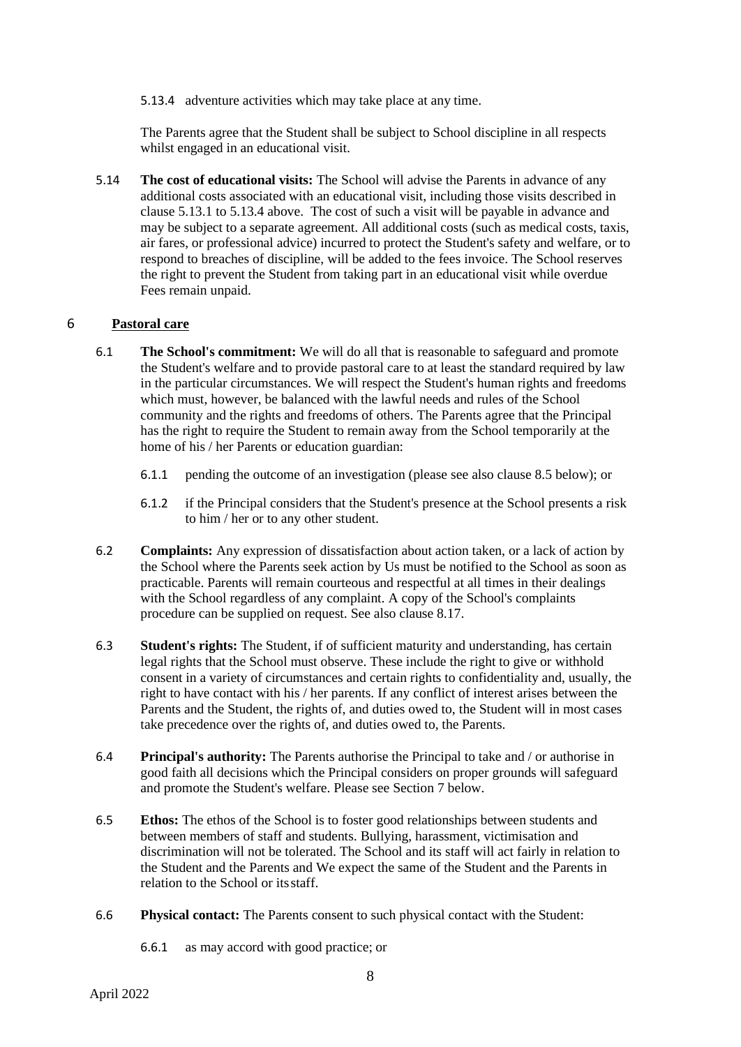5.13.4 adventure activities which may take place at any time.

The Parents agree that the Student shall be subject to School discipline in all respects whilst engaged in an educational visit.

5.14 **The cost of educational visits:** The School will advise the Parents in advance of any additional costs associated with an educational visit, including those visits described in clause 5.13.1 to 5.13.4 above. The cost of such a visit will be payable in advance and may be subject to a separate agreement. All additional costs (such as medical costs, taxis, air fares, or professional advice) incurred to protect the Student's safety and welfare, or to respond to breaches of discipline, will be added to the fees invoice. The School reserves the right to prevent the Student from taking part in an educational visit while overdue Fees remain unpaid.

## 6 Pastoral care

6.1 **The School's commitment:** We will do all that is reasonable to safeguard and promote the Student's welfare and to provide pastoral care to at least the standard required by law in the particular circumstances. We will respect the Student's human rights and freedoms which must, however, be balanced with the lawful needs and rules of the School community and the rights and freedoms of others. The Parents agree that the Principal has the right to require the Student to remain away from the School temporarily at the home of his / her Parents or education guardian:

6.1.1 pending the outcome of an investigation (please see also clause 8.5 below); or

6.1.2 if the Principal considers that the Student's presence at the School presents a risk to him / her or to any other student.

6.2 **Complaints:** Any expression of dissatisfaction about action taken, or a lack of action by the School where the Parents seek action by Us must be notified to the School as soon as practicable. Parents will remain courteous and respectful at all times in their dealings with the School regardless of any complaint. A copy of the School's complaints procedure can be supplied on request. See also clause 8.17.

6.3 **Student's rights:** The Student, if of sufficient maturity and understanding, has certain legal rights that the School must observe. These include the right to give or withhold consent in a variety of circumstances and certain rights to confidentiality and, usually, the right to have contact with his / her parents. If any conflict of interest arises between the Parents and the Student, the rights of, and duties owed to, the Student will in most cases take precedence over the rights of, and duties owed to, the Parents.

6.4 **Principal's authority:** The Parents authorise the Principal to take and / or authorise in good faith all decisions which the Principal considers on proper grounds will safeguard and promote the Student's welfare. Please see Section 7 below.

6.5 **Ethos:** The ethos of the School is to foster good relationships between students and between members of staff and students. Bullying, harassment, victimisation and discrimination will not be tolerated. The School and its staff will act fairly in relation to the Student and the Parents and We expect the same of the Student and the Parents in relation to the School or its staff.

6.6 **Physical contact:** The Parents consent to such physical contact with the Student:

6.6.1 as may accord with good practice; or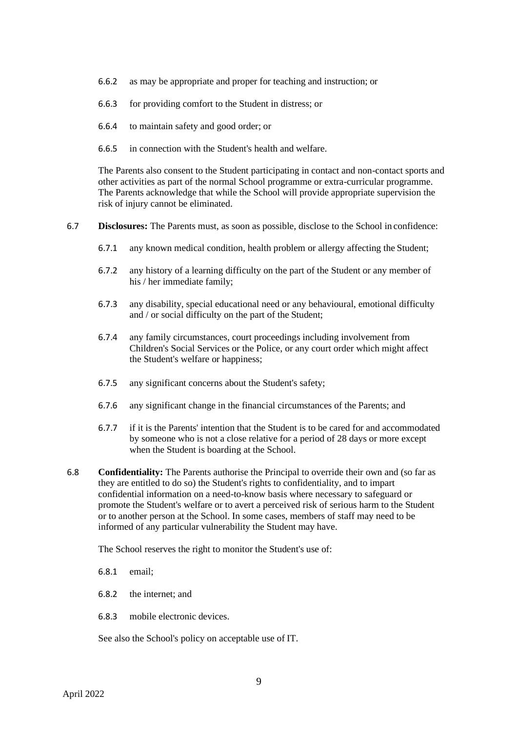6.6.2 as may be appropriate and proper for teaching and instruction; or

6.6.3 for providing comfort to the Student in distress; or

6.6.4 to maintain safety and good order; or

6.6.5 in connection with the Student's health and welfare.

The Parents also consent to the Student participating in contact and non-contact sports and other activities as part of the normal School programme or extra-curricular programme. The Parents acknowledge that while the School will provide appropriate supervision the risk of injury cannot be eliminated.

6.7 **Disclosures:** The Parents must, as soon as possible, disclose to the School in confidence:

6.7.1 any known medical condition, health problem or allergy affecting the Student;

6.7.2 any history of a learning difficulty on the part of the Student or any member of his / her immediate family;

6.7.3 any disability, special educational need or any behavioural, emotional difficulty and / or social difficulty on the part of the Student;

6.7.4 any family circumstances, court proceedings including involvement from Children's Social Services or the Police, or any court order which might affect the Student's welfare or happiness;

6.7.5 any significant concerns about the Student's safety;

6.7.6 any significant change in the financial circumstances of the Parents; and

6.7.7 if it is the Parents' intention that the Student is to be cared for and accommodated by someone who is not a close relative for a period of 28 days or more except when the Student is boarding at the School.

6.8 **Confidentiality:** The Parents authorise the Principal to override their own and (so far as they are entitled to do so) the Student's rights to confidentiality, and to impart confidential information on a need-to-know basis where necessary to safeguard or promote the Student's welfare or to avert a perceived risk of serious harm to the Student or to another person at the School. In some cases, members of staff may need to be informed of any particular vulnerability the Student may have.

The School reserves the right to monitor the Student's use of:

6.8.1 email;

6.8.2 the internet; and

6.8.3 mobile electronic devices.

See also the School's policy on acceptable use of IT.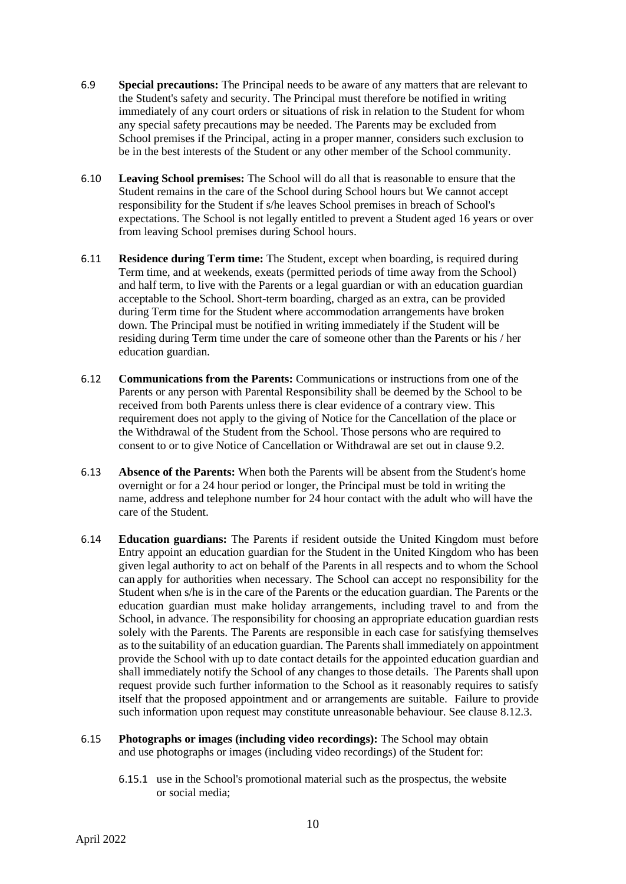6.9 **Special precautions:** The Principal needs to be aware of any matters that are relevant to the Student's safety and security. The Principal must therefore be notified in writing immediately of any court orders or situations of risk in relation to the Student for whom any special safety precautions may be needed. The Parents may be excluded from School premises if the Principal, acting in a proper manner, considers such exclusion to be in the best interests of the Student or any other member of the School community.

6.10 **Leaving School premises:** The School will do all that is reasonable to ensure that the Student remains in the care of the School during School hours but We cannot accept responsibility for the Student if s/he leaves School premises in breach of School's expectations. The School is not legally entitled to prevent a Student aged 16 years or over from leaving School premises during School hours.

6.11 **Residence during Term time:** The Student, except when boarding, is required during Term time, and at weekends, exeats (permitted periods of time away from the School) and half term, to live with the Parents or a legal guardian or with an education guardian acceptable to the School. Short-term boarding, charged as an extra, can be provided during Term time for the Student where accommodation arrangements have broken down. The Principal must be notified in writing immediately if the Student will be residing during Term time under the care of someone other than the Parents or his / her education guardian.

6.12 **Communications from the Parents:** Communications or instructions from one of the Parents or any person with Parental Responsibility shall be deemed by the School to be received from both Parents unless there is clear evidence of a contrary view. This requirement does not apply to the giving of Notice for the Cancellation of the place or the Withdrawal of the Student from the School. Those persons who are required to consent to or to give Notice of Cancellation or Withdrawal are set out in clause 9.2.

6.13 **Absence of the Parents:** When both the Parents will be absent from the Student's home overnight or for a 24 hour period or longer, the Principal must be told in writing the name, address and telephone number for 24 hour contact with the adult who will have the care of the Student.

6.14 **Education guardians:** The Parents if resident outside the United Kingdom must before Entry appoint an education guardian for the Student in the United Kingdom who has been given legal authority to act on behalf of the Parents in all respects and to whom the School can apply for authorities when necessary. The School can accept no responsibility for the Student when s/he is in the care of the Parents or the education guardian. The Parents or the education guardian must make holiday arrangements, including travel to and from the School, in advance. The responsibility for choosing an appropriate education guardian rests solely with the Parents. The Parents are responsible in each case for satisfying themselves as to the suitability of an education guardian. The Parents shall immediately on appointment provide the School with up to date contact details for the appointed education guardian and shall immediately notify the School of any changes to those details. The Parents shall upon request provide such further information to the School as it reasonably requires to satisfy itself that the proposed appointment and or arrangements are suitable. Failure to provide such information upon request may constitute unreasonable behaviour. See clause 8.12.3.

6.15 **Photographs or images (including video recordings):** The School may obtain and use photographs or images (including video recordings) of the Student for:

6.15.1 use in the School's promotional material such as the prospectus, the website or social media;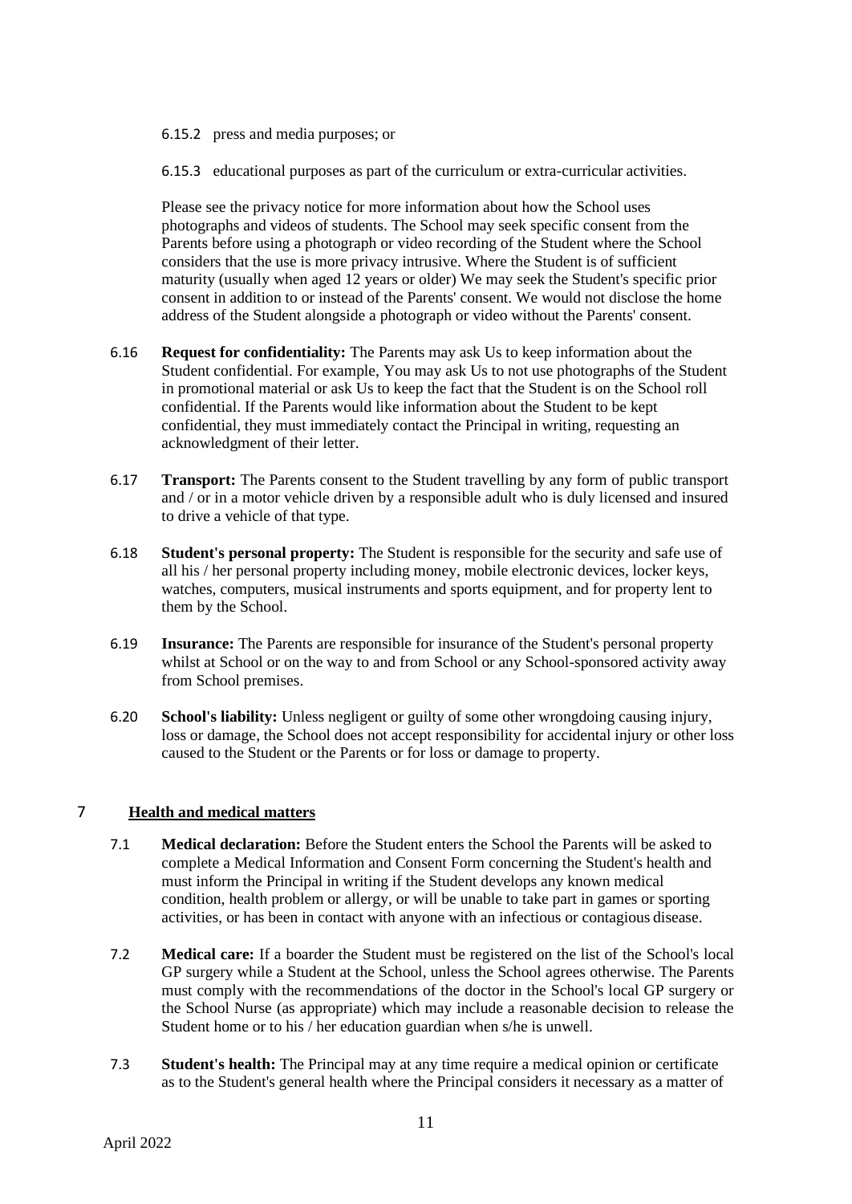6.15.2 press and media purposes; or

6.15.3 educational purposes as part of the curriculum or extra-curricular activities.

Please see the privacy notice for more information about how the School uses photographs and videos of students. The School may seek specific consent from the Parents before using a photograph or video recording of the Student where the School considers that the use is more privacy intrusive. Where the Student is of sufficient maturity (usually when aged 12 years or older) We may seek the Student's specific prior consent in addition to or instead of the Parents' consent. We would not disclose the home address of the Student alongside a photograph or video without the Parents' consent.

6.16 **Request for confidentiality:** The Parents may ask Us to keep information about the Student confidential. For example, You may ask Us to not use photographs of the Student in promotional material or ask Us to keep the fact that the Student is on the School roll confidential. If the Parents would like information about the Student to be kept confidential, they must immediately contact the Principal in writing, requesting an acknowledgment of their letter.

6.17 **Transport:** The Parents consent to the Student travelling by any form of public transport and / or in a motor vehicle driven by a responsible adult who is duly licensed and insured to drive a vehicle of that type.

6.18 **Student's personal property:** The Student is responsible for the security and safe use of all his / her personal property including money, mobile electronic devices, locker keys, watches, computers, musical instruments and sports equipment, and for property lent to them by the School.

6.19 **Insurance:** The Parents are responsible for insurance of the Student's personal property whilst at School or on the way to and from School or any School-sponsored activity away from School premises.

6.20 **School's liability:** Unless negligent or guilty of some other wrongdoing causing injury, loss or damage, the School does not accept responsibility for accidental injury or other loss caused to the Student or the Parents or for loss or damage to property.

## 7 Health and medical matters

7.1 **Medical declaration:** Before the Student enters the School the Parents will be asked to complete a Medical Information and Consent Form concerning the Student's health and must inform the Principal in writing if the Student develops any known medical condition, health problem or allergy, or will be unable to take part in games or sporting activities, or has been in contact with anyone with an infectious or contagious disease.

7.2 **Medical care:** If a boarder the Student must be registered on the list of the School's local GP surgery while a Student at the School, unless the School agrees otherwise. The Parents must comply with the recommendations of the doctor in the School's local GP surgery or the School Nurse (as appropriate) which may include a reasonable decision to release the Student home or to his / her education guardian when s/he is unwell.

7.3 **Student's health:** The Principal may at any time require a medical opinion or certificate as to the Student's general health where the Principal considers it necessary as a matter of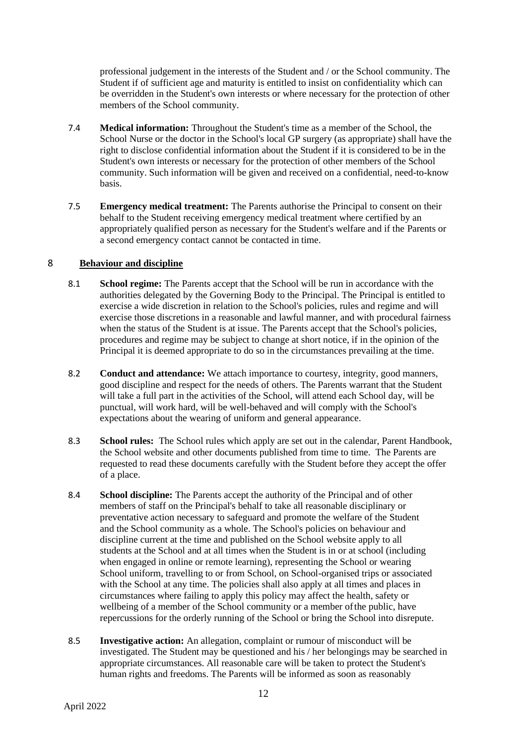professional judgement in the interests of the Student and / or the School community. The Student if of sufficient age and maturity is entitled to insist on confidentiality which can be overridden in the Student's own interests or where necessary for the protection of other members of the School community.

7.4 **Medical information:** Throughout the Student's time as a member of the School, the School Nurse or the doctor in the School's local GP surgery (as appropriate) shall have the right to disclose confidential information about the Student if it is considered to be in the Student's own interests or necessary for the protection of other members of the School community. Such information will be given and received on a confidential, need-to-know basis.

7.5 **Emergency medical treatment:** The Parents authorise the Principal to consent on their behalf to the Student receiving emergency medical treatment where certified by an appropriately qualified person as necessary for the Student's welfare and if the Parents or a second emergency contact cannot be contacted in time.

## 8 Behaviour and discipline

8.1 **School regime:** The Parents accept that the School will be run in accordance with the authorities delegated by the Governing Body to the Principal. The Principal is entitled to exercise a wide discretion in relation to the School's policies, rules and regime and will exercise those discretions in a reasonable and lawful manner, and with procedural fairness when the status of the Student is at issue. The Parents accept that the School's policies, procedures and regime may be subject to change at short notice, if in the opinion of the Principal it is deemed appropriate to do so in the circumstances prevailing at the time.

8.2 **Conduct and attendance:** We attach importance to courtesy, integrity, good manners, good discipline and respect for the needs of others. The Parents warrant that the Student will take a full part in the activities of the School, will attend each School day, will be punctual, will work hard, will be well-behaved and will comply with the School's expectations about the wearing of uniform and general appearance.

8.3 **School rules:** The School rules which apply are set out in the calendar, Parent Handbook, the School website and other documents published from time to time. The Parents are requested to read these documents carefully with the Student before they accept the offer of a place.

8.4 **School discipline:** The Parents accept the authority of the Principal and of other members of staff on the Principal's behalf to take all reasonable disciplinary or preventative action necessary to safeguard and promote the welfare of the Student and the School community as a whole. The School's policies on behaviour and discipline current at the time and published on the School website apply to all students at the School and at all times when the Student is in or at school (including when engaged in online or remote learning), representing the School or wearing School uniform, travelling to or from School, on School-organised trips or associated with the School at any time. The policies shall also apply at all times and places in circumstances where failing to apply this policy may affect the health, safety or wellbeing of a member of the School community or a member of the public, have repercussions for the orderly running of the School or bring the School into disrepute.

8.5 **Investigative action:** An allegation, complaint or rumour of misconduct will be investigated. The Student may be questioned and his / her belongings may be searched in appropriate circumstances. All reasonable care will be taken to protect the Student's human rights and freedoms. The Parents will be informed as soon as reasonably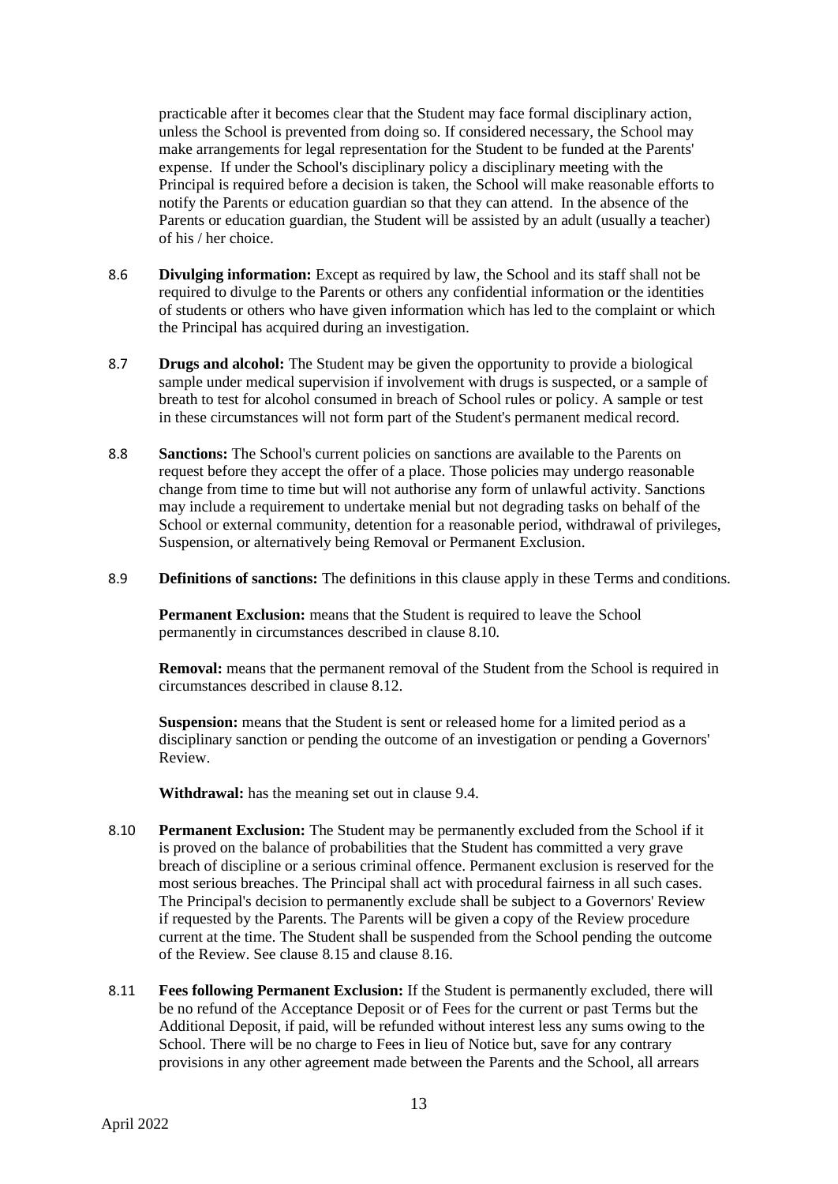practicable after it becomes clear that the Student may face formal disciplinary action, unless the School is prevented from doing so. If considered necessary, the School may make arrangements for legal representation for the Student to be funded at the Parents' expense. If under the School's disciplinary policy a disciplinary meeting with the Principal is required before a decision is taken, the School will make reasonable efforts to notify the Parents or education guardian so that they can attend. In the absence of the Parents or education guardian, the Student will be assisted by an adult (usually a teacher) of his / her choice.

8.6 **Divulging information:** Except as required by law, the School and its staff shall not be required to divulge to the Parents or others any confidential information or the identities of students or others who have given information which has led to the complaint or which the Principal has acquired during an investigation.

8.7 **Drugs and alcohol:** The Student may be given the opportunity to provide a biological sample under medical supervision if involvement with drugs is suspected, or a sample of breath to test for alcohol consumed in breach of School rules or policy. A sample or test in these circumstances will not form part of the Student's permanent medical record.

8.8 **Sanctions:** The School's current policies on sanctions are available to the Parents on request before they accept the offer of a place. Those policies may undergo reasonable change from time to time but will not authorise any form of unlawful activity. Sanctions may include a requirement to undertake menial but not degrading tasks on behalf of the School or external community, detention for a reasonable period, withdrawal of privileges, Suspension, or alternatively being Removal or Permanent Exclusion.

8.9 **Definitions of sanctions:** The definitions in this clause apply in these Terms and conditions.

**Permanent Exclusion:** means that the Student is required to leave the School permanently in circumstances described in clause 8.10.

**Removal:** means that the permanent removal of the Student from the School is required in circumstances described in clause 8.12.

**Suspension:** means that the Student is sent or released home for a limited period as a disciplinary sanction or pending the outcome of an investigation or pending a Governors' Review.

**Withdrawal:** has the meaning set out in clause 9.4.

8.10 **Permanent Exclusion:** The Student may be permanently excluded from the School if it is proved on the balance of probabilities that the Student has committed a very grave breach of discipline or a serious criminal offence. Permanent exclusion is reserved for the most serious breaches. The Principal shall act with procedural fairness in all such cases. The Principal's decision to permanently exclude shall be subject to a Governors' Review if requested by the Parents. The Parents will be given a copy of the Review procedure current at the time. The Student shall be suspended from the School pending the outcome of the Review. See clause 8.15 and clause 8.16.

8.11 **Fees following Permanent Exclusion:** If the Student is permanently excluded, there will be no refund of the Acceptance Deposit or of Fees for the current or past Terms but the Additional Deposit, if paid, will be refunded without interest less any sums owing to the School. There will be no charge to Fees in lieu of Notice but, save for any contrary provisions in any other agreement made between the Parents and the School, all arrears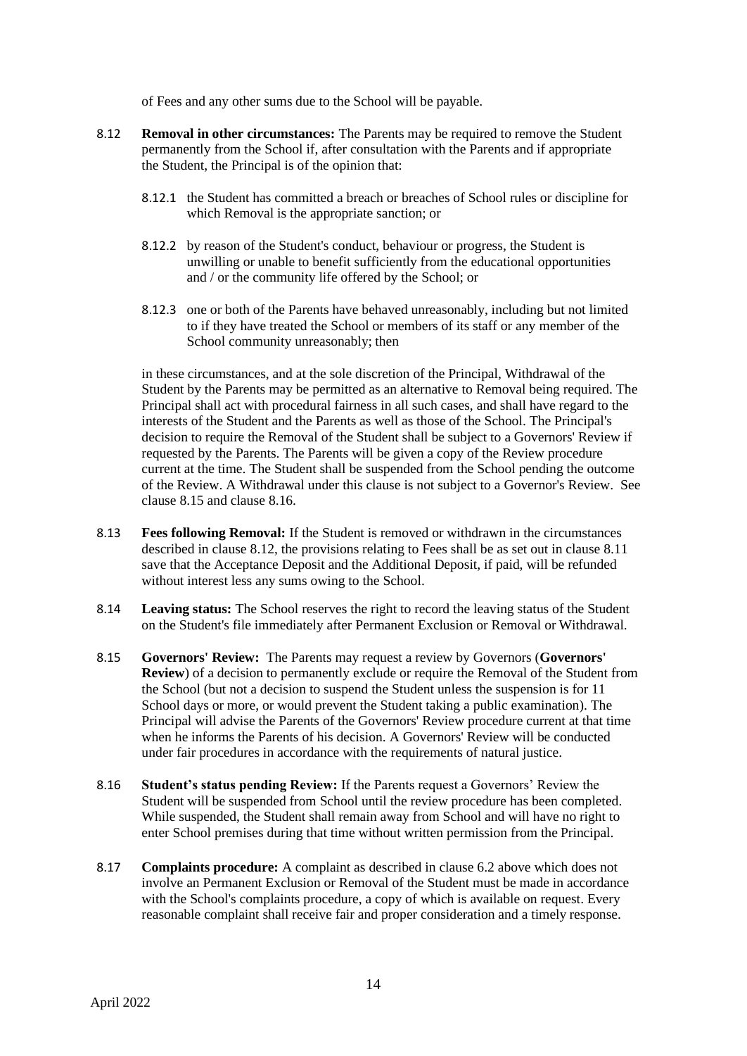of Fees and any other sums due to the School will be payable.

8.12 **Removal in other circumstances:** The Parents may be required to remove the Student permanently from the School if, after consultation with the Parents and if appropriate the Student, the Principal is of the opinion that:

8.12.1 the Student has committed a breach or breaches of School rules or discipline for which Removal is the appropriate sanction; or

8.12.2 by reason of the Student's conduct, behaviour or progress, the Student is unwilling or unable to benefit sufficiently from the educational opportunities and / or the community life offered by the School; or

8.12.3 one or both of the Parents have behaved unreasonably, including but not limited to if they have treated the School or members of its staff or any member of the School community unreasonably; then

in these circumstances, and at the sole discretion of the Principal, Withdrawal of the Student by the Parents may be permitted as an alternative to Removal being required. The Principal shall act with procedural fairness in all such cases, and shall have regard to the interests of the Student and the Parents as well as those of the School. The Principal's decision to require the Removal of the Student shall be subject to a Governors' Review if requested by the Parents. The Parents will be given a copy of the Review procedure current at the time. The Student shall be suspended from the School pending the outcome of the Review. A Withdrawal under this clause is not subject to a Governor's Review. See clause 8.15 and clause 8.16.

8.13 **Fees following Removal:** If the Student is removed or withdrawn in the circumstances described in clause 8.12, the provisions relating to Fees shall be as set out in clause 8.11 save that the Acceptance Deposit and the Additional Deposit, if paid, will be refunded without interest less any sums owing to the School.

8.14 **Leaving status:** The School reserves the right to record the leaving status of the Student on the Student's file immediately after Permanent Exclusion or Removal or Withdrawal.

8.15 **Governors' Review:** The Parents may request a review by Governors (**Governors' Review**) of a decision to permanently exclude or require the Removal of the Student from the School (but not a decision to suspend the Student unless the suspension is for 11 School days or more, or would prevent the Student taking a public examination). The Principal will advise the Parents of the Governors' Review procedure current at that time when he informs the Parents of his decision. A Governors' Review will be conducted under fair procedures in accordance with the requirements of natural justice.

8.16 **Student's status pending Review:** If the Parents request a Governors' Review the Student will be suspended from School until the review procedure has been completed. While suspended, the Student shall remain away from School and will have no right to enter School premises during that time without written permission from the Principal.

8.17 **Complaints procedure:** A complaint as described in clause 6.2 above which does not involve an Permanent Exclusion or Removal of the Student must be made in accordance with the School's complaints procedure, a copy of which is available on request. Every reasonable complaint shall receive fair and proper consideration and a timely response.

April 2022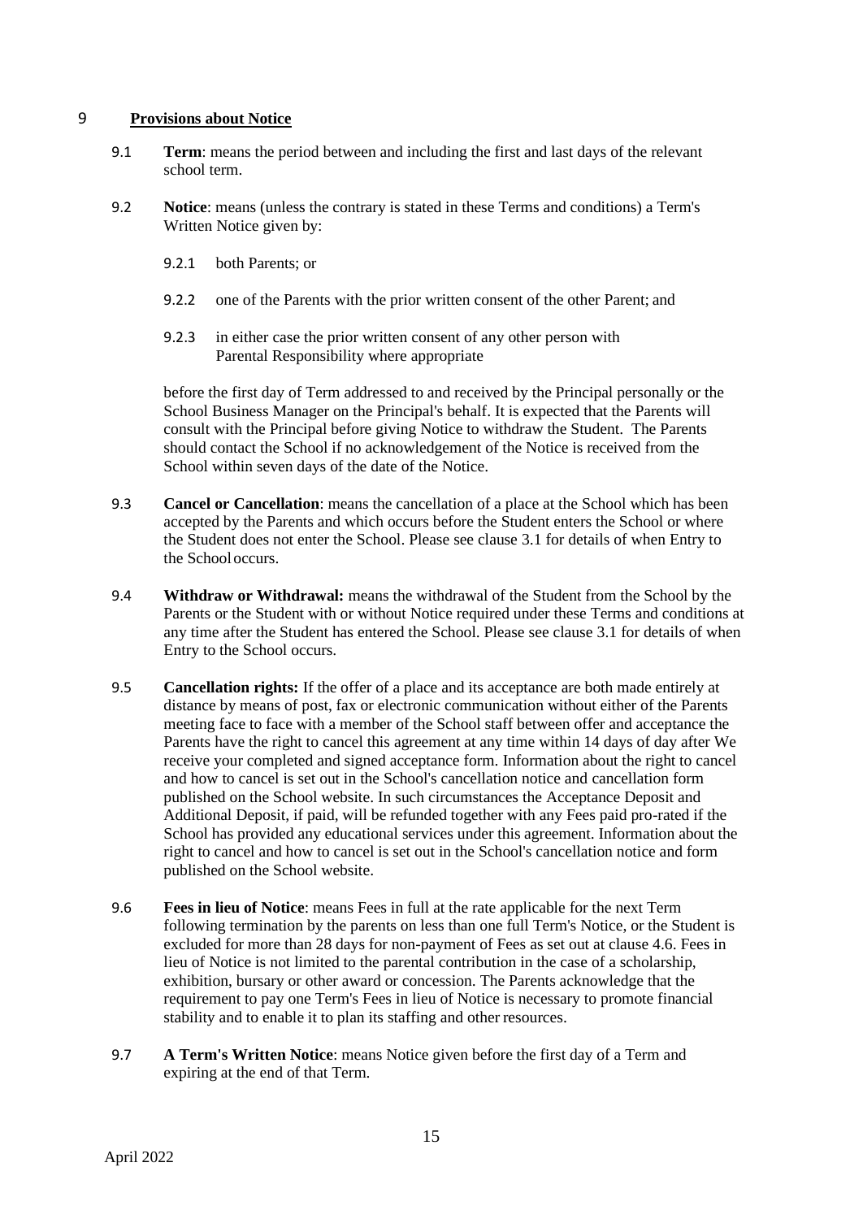## 9 Provisions about Notice

9.1 **Term**: means the period between and including the first and last days of the relevant school term.

9.2 **Notice**: means (unless the contrary is stated in these Terms and conditions) a Term's Written Notice given by:

9.2.1 both Parents; or

9.2.2 one of the Parents with the prior written consent of the other Parent; and

9.2.3 in either case the prior written consent of any other person with Parental Responsibility where appropriate

before the first day of Term addressed to and received by the Principal personally or the School Business Manager on the Principal's behalf. It is expected that the Parents will consult with the Principal before giving Notice to withdraw the Student. The Parents should contact the School if no acknowledgement of the Notice is received from the School within seven days of the date of the Notice.

9.3 **Cancel or Cancellation**: means the cancellation of a place at the School which has been accepted by the Parents and which occurs before the Student enters the School or where the Student does not enter the School. Please see clause 3.1 for details of when Entry to the School occurs.

9.4 **Withdraw or Withdrawal:** means the withdrawal of the Student from the School by the Parents or the Student with or without Notice required under these Terms and conditions at any time after the Student has entered the School. Please see clause 3.1 for details of when Entry to the School occurs.

9.5 **Cancellation rights:** If the offer of a place and its acceptance are both made entirely at distance by means of post, fax or electronic communication without either of the Parents meeting face to face with a member of the School staff between offer and acceptance the Parents have the right to cancel this agreement at any time within 14 days of day after We receive your completed and signed acceptance form. Information about the right to cancel and how to cancel is set out in the School's cancellation notice and cancellation form published on the School website. In such circumstances the Acceptance Deposit and Additional Deposit, if paid, will be refunded together with any Fees paid pro-rated if the School has provided any educational services under this agreement. Information about the right to cancel and how to cancel is set out in the School's cancellation notice and form published on the School website.

9.6 **Fees in lieu of Notice**: means Fees in full at the rate applicable for the next Term following termination by the parents on less than one full Term's Notice, or the Student is excluded for more than 28 days for non-payment of Fees as set out at clause 4.6. Fees in lieu of Notice is not limited to the parental contribution in the case of a scholarship, exhibition, bursary or other award or concession. The Parents acknowledge that the requirement to pay one Term's Fees in lieu of Notice is necessary to promote financial stability and to enable it to plan its staffing and other resources.

9.7 **A Term's Written Notice**: means Notice given before the first day of a Term and expiring at the end of that Term.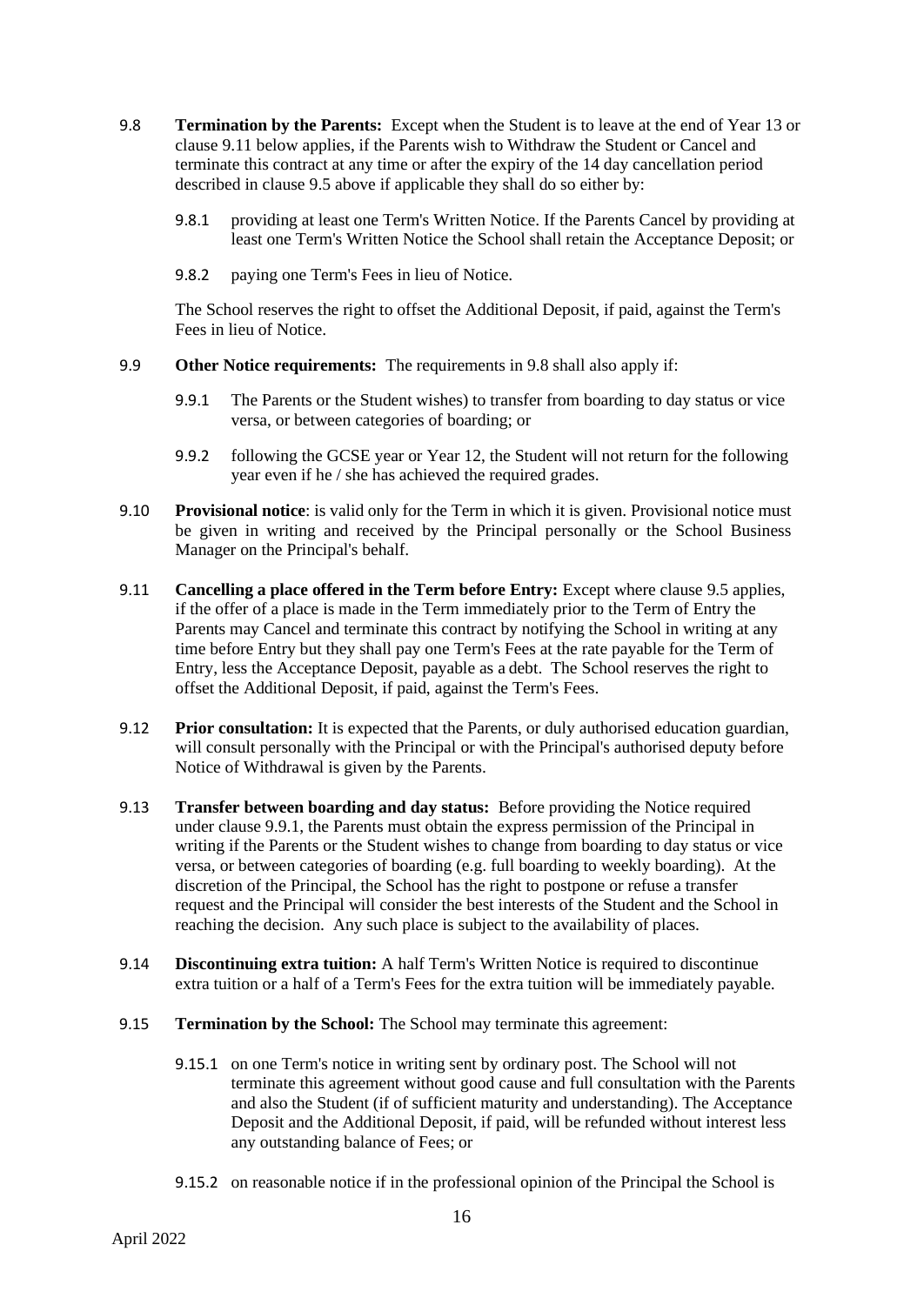9.8 **Termination by the Parents:** Except when the Student is to leave at the end of Year 13 or clause 9.11 below applies, if the Parents wish to Withdraw the Student or Cancel and terminate this contract at any time or after the expiry of the 14 day cancellation period described in clause 9.5 above if applicable they shall do so either by:

> 9.8.1 providing at least one Term's Written Notice. If the Parents Cancel by providing at least one Term's Written Notice the School shall retain the Acceptance Deposit; or
>
> 9.8.2 paying one Term's Fees in lieu of Notice.

The School reserves the right to offset the Additional Deposit, if paid, against the Term's Fees in lieu of Notice.

9.9 **Other Notice requirements:** The requirements in 9.8 shall also apply if:

> 9.9.1 The Parents or the Student wishes) to transfer from boarding to day status or vice versa, or between categories of boarding; or
>
> 9.9.2 following the GCSE year or Year 12, the Student will not return for the following year even if he / she has achieved the required grades.

9.10 **Provisional notice**: is valid only for the Term in which it is given. Provisional notice must be given in writing and received by the Principal personally or the School Business Manager on the Principal's behalf.

9.11 **Cancelling a place offered in the Term before Entry:** Except where clause 9.5 applies, if the offer of a place is made in the Term immediately prior to the Term of Entry the Parents may Cancel and terminate this contract by notifying the School in writing at any time before Entry but they shall pay one Term's Fees at the rate payable for the Term of Entry, less the Acceptance Deposit, payable as a debt. The School reserves the right to offset the Additional Deposit, if paid, against the Term's Fees.

9.12 **Prior consultation:** It is expected that the Parents, or duly authorised education guardian, will consult personally with the Principal or with the Principal's authorised deputy before Notice of Withdrawal is given by the Parents.

9.13 **Transfer between boarding and day status:** Before providing the Notice required under clause 9.9.1, the Parents must obtain the express permission of the Principal in writing if the Parents or the Student wishes to change from boarding to day status or vice versa, or between categories of boarding (e.g. full boarding to weekly boarding). At the discretion of the Principal, the School has the right to postpone or refuse a transfer request and the Principal will consider the best interests of the Student and the School in reaching the decision. Any such place is subject to the availability of places.

9.14 **Discontinuing extra tuition:** A half Term's Written Notice is required to discontinue extra tuition or a half of a Term's Fees for the extra tuition will be immediately payable.

9.15 **Termination by the School:** The School may terminate this agreement:

> 9.15.1 on one Term's notice in writing sent by ordinary post. The School will not terminate this agreement without good cause and full consultation with the Parents and also the Student (if of sufficient maturity and understanding). The Acceptance Deposit and the Additional Deposit, if paid, will be refunded without interest less any outstanding balance of Fees; or
>
> 9.15.2 on reasonable notice if in the professional opinion of the Principal the School is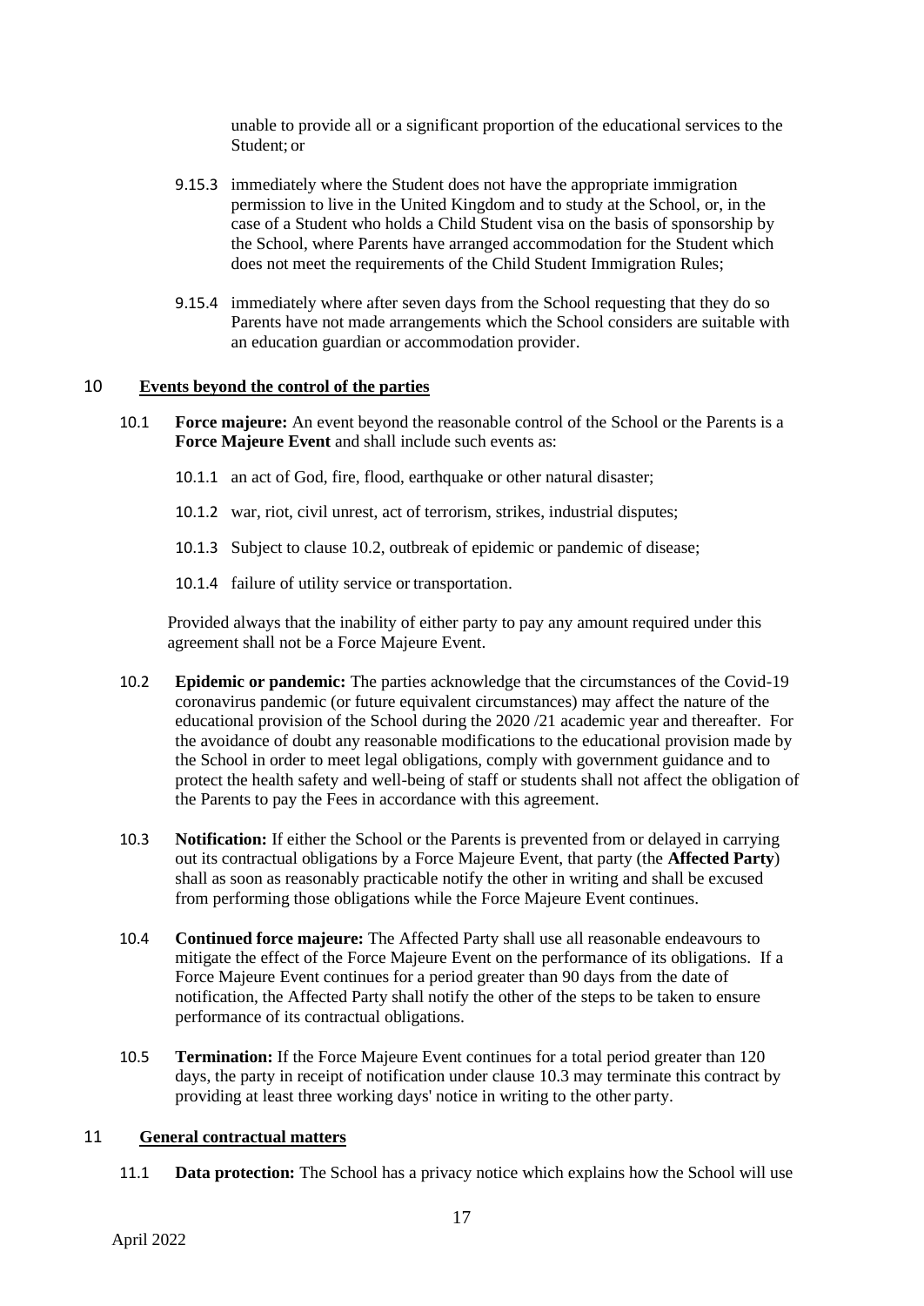unable to provide all or a significant proportion of the educational services to the Student; or

9.15.3 immediately where the Student does not have the appropriate immigration permission to live in the United Kingdom and to study at the School, or, in the case of a Student who holds a Child Student visa on the basis of sponsorship by the School, where Parents have arranged accommodation for the Student which does not meet the requirements of the Child Student Immigration Rules;

9.15.4 immediately where after seven days from the School requesting that they do so Parents have not made arrangements which the School considers are suitable with an education guardian or accommodation provider.

## 10 Events beyond the control of the parties

10.1 **Force majeure:** An event beyond the reasonable control of the School or the Parents is a **Force Majeure Event** and shall include such events as:

10.1.1 an act of God, fire, flood, earthquake or other natural disaster;

10.1.2 war, riot, civil unrest, act of terrorism, strikes, industrial disputes;

10.1.3 Subject to clause 10.2, outbreak of epidemic or pandemic of disease;

10.1.4 failure of utility service or transportation.

Provided always that the inability of either party to pay any amount required under this agreement shall not be a Force Majeure Event.

10.2 **Epidemic or pandemic:** The parties acknowledge that the circumstances of the Covid-19 coronavirus pandemic (or future equivalent circumstances) may affect the nature of the educational provision of the School during the 2020 /21 academic year and thereafter. For the avoidance of doubt any reasonable modifications to the educational provision made by the School in order to meet legal obligations, comply with government guidance and to protect the health safety and well-being of staff or students shall not affect the obligation of the Parents to pay the Fees in accordance with this agreement.

10.3 **Notification:** If either the School or the Parents is prevented from or delayed in carrying out its contractual obligations by a Force Majeure Event, that party (the **Affected Party**) shall as soon as reasonably practicable notify the other in writing and shall be excused from performing those obligations while the Force Majeure Event continues.

10.4 **Continued force majeure:** The Affected Party shall use all reasonable endeavours to mitigate the effect of the Force Majeure Event on the performance of its obligations. If a Force Majeure Event continues for a period greater than 90 days from the date of notification, the Affected Party shall notify the other of the steps to be taken to ensure performance of its contractual obligations.

10.5 **Termination:** If the Force Majeure Event continues for a total period greater than 120 days, the party in receipt of notification under clause 10.3 may terminate this contract by providing at least three working days' notice in writing to the other party.

## 11 General contractual matters

11.1 **Data protection:** The School has a privacy notice which explains how the School will use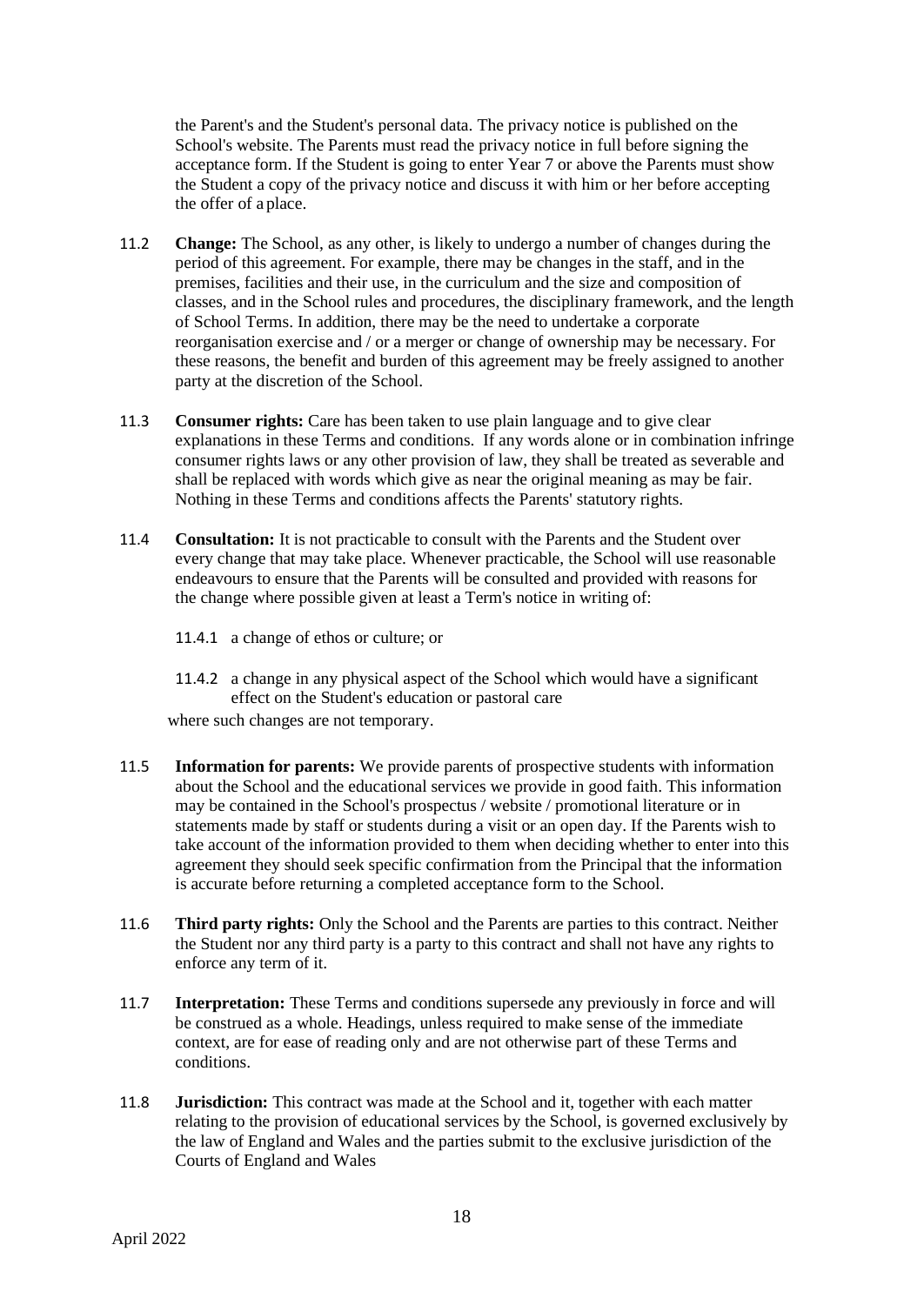the Parent's and the Student's personal data. The privacy notice is published on the School's website. The Parents must read the privacy notice in full before signing the acceptance form. If the Student is going to enter Year 7 or above the Parents must show the Student a copy of the privacy notice and discuss it with him or her before accepting the offer of a place.

11.2 **Change:** The School, as any other, is likely to undergo a number of changes during the period of this agreement. For example, there may be changes in the staff, and in the premises, facilities and their use, in the curriculum and the size and composition of classes, and in the School rules and procedures, the disciplinary framework, and the length of School Terms. In addition, there may be the need to undertake a corporate reorganisation exercise and / or a merger or change of ownership may be necessary. For these reasons, the benefit and burden of this agreement may be freely assigned to another party at the discretion of the School.

11.3 **Consumer rights:** Care has been taken to use plain language and to give clear explanations in these Terms and conditions. If any words alone or in combination infringe consumer rights laws or any other provision of law, they shall be treated as severable and shall be replaced with words which give as near the original meaning as may be fair. Nothing in these Terms and conditions affects the Parents' statutory rights.

11.4 **Consultation:** It is not practicable to consult with the Parents and the Student over every change that may take place. Whenever practicable, the School will use reasonable endeavours to ensure that the Parents will be consulted and provided with reasons for the change where possible given at least a Term's notice in writing of:

11.4.1 a change of ethos or culture; or

11.4.2 a change in any physical aspect of the School which would have a significant effect on the Student's education or pastoral care

where such changes are not temporary.

11.5 **Information for parents:** We provide parents of prospective students with information about the School and the educational services we provide in good faith. This information may be contained in the School's prospectus / website / promotional literature or in statements made by staff or students during a visit or an open day. If the Parents wish to take account of the information provided to them when deciding whether to enter into this agreement they should seek specific confirmation from the Principal that the information is accurate before returning a completed acceptance form to the School.

11.6 **Third party rights:** Only the School and the Parents are parties to this contract. Neither the Student nor any third party is a party to this contract and shall not have any rights to enforce any term of it.

11.7 **Interpretation:** These Terms and conditions supersede any previously in force and will be construed as a whole. Headings, unless required to make sense of the immediate context, are for ease of reading only and are not otherwise part of these Terms and conditions.

11.8 **Jurisdiction:** This contract was made at the School and it, together with each matter relating to the provision of educational services by the School, is governed exclusively by the law of England and Wales and the parties submit to the exclusive jurisdiction of the Courts of England and Wales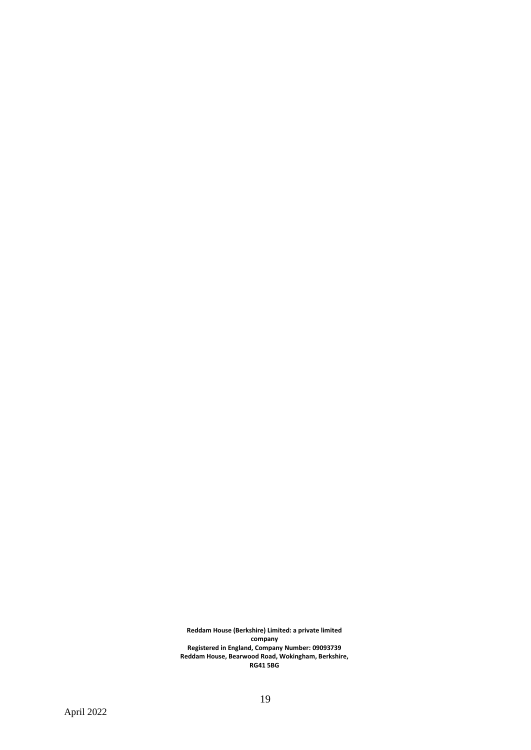**Reddam House (Berkshire) Limited: a private limited company**
**Registered in England, Company Number: 09093739**
**Reddam House, Bearwood Road, Wokingham, Berkshire, RG41 5BG**

April 2022